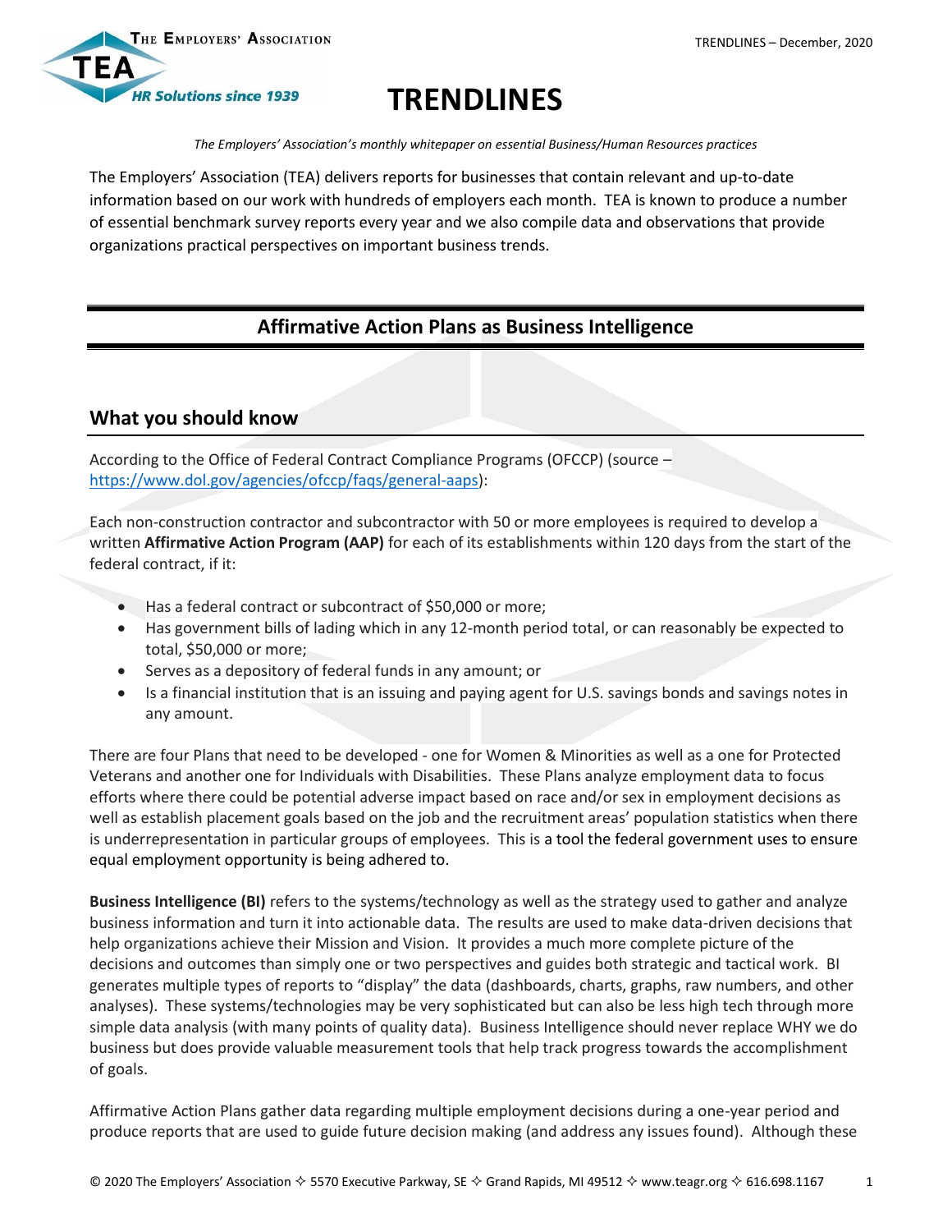# TRENDLINES

*The Employers' Association's monthly whitepaper on essential Business/Human Resources practices*

The Employers' Association (TEA) delivers reports for businesses that contain relevant and up-to-date information based on our work with hundreds of employers each month. TEA is known to produce a number of essential benchmark survey reports every year and we also compile data and observations that provide organizations practical perspectives on important business trends.

## Affirmative Action Plans as Business Intelligence

### What you should know

According to the Office of Federal Contract Compliance Programs (OFCCP) (source – https://www.dol.gov/agencies/ofccp/faqs/general-aaps):

Each non-construction contractor and subcontractor with 50 or more employees is required to develop a written **Affirmative Action Program (AAP)** for each of its establishments within 120 days from the start of the federal contract, if it:

- Has a federal contract or subcontract of $50,000 or more;
- Has government bills of lading which in any 12-month period total, or can reasonably be expected to total, $50,000 or more;
- Serves as a depository of federal funds in any amount; or
- Is a financial institution that is an issuing and paying agent for U.S. savings bonds and savings notes in any amount.

There are four Plans that need to be developed - one for Women & Minorities as well as a one for Protected Veterans and another one for Individuals with Disabilities. These Plans analyze employment data to focus efforts where there could be potential adverse impact based on race and/or sex in employment decisions as well as establish placement goals based on the job and the recruitment areas' population statistics when there is underrepresentation in particular groups of employees. This is a tool the federal government uses to ensure equal employment opportunity is being adhered to.

**Business Intelligence (BI)** refers to the systems/technology as well as the strategy used to gather and analyze business information and turn it into actionable data. The results are used to make data-driven decisions that help organizations achieve their Mission and Vision. It provides a much more complete picture of the decisions and outcomes than simply one or two perspectives and guides both strategic and tactical work. BI generates multiple types of reports to "display" the data (dashboards, charts, graphs, raw numbers, and other analyses). These systems/technologies may be very sophisticated but can also be less high tech through more simple data analysis (with many points of quality data). Business Intelligence should never replace WHY we do business but does provide valuable measurement tools that help track progress towards the accomplishment of goals.

Affirmative Action Plans gather data regarding multiple employment decisions during a one-year period and produce reports that are used to guide future decision making (and address any issues found). Although these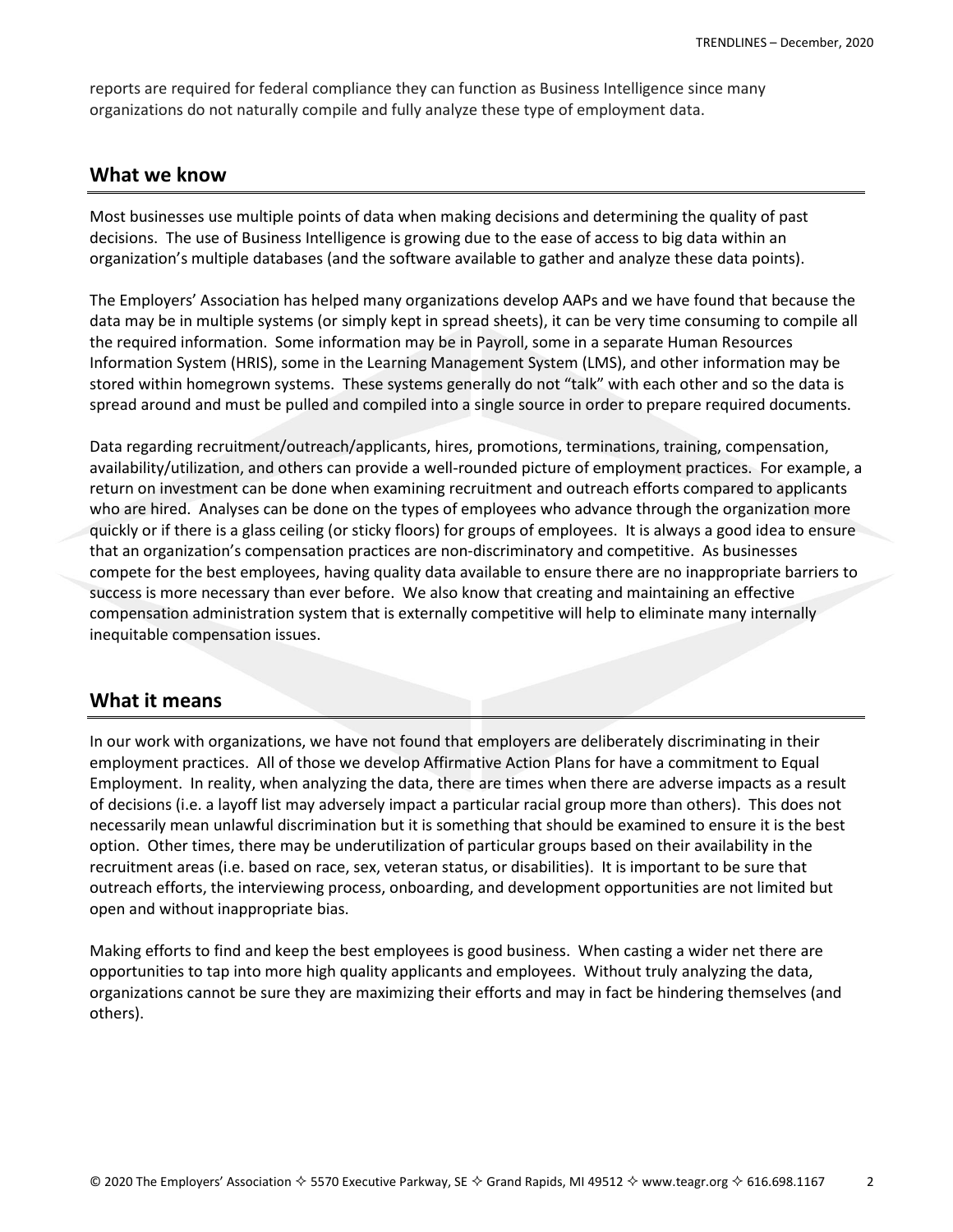reports are required for federal compliance they can function as Business Intelligence since many organizations do not naturally compile and fully analyze these type of employment data.

## What we know

Most businesses use multiple points of data when making decisions and determining the quality of past decisions. The use of Business Intelligence is growing due to the ease of access to big data within an organization's multiple databases (and the software available to gather and analyze these data points).

The Employers' Association has helped many organizations develop AAPs and we have found that because the data may be in multiple systems (or simply kept in spread sheets), it can be very time consuming to compile all the required information. Some information may be in Payroll, some in a separate Human Resources Information System (HRIS), some in the Learning Management System (LMS), and other information may be stored within homegrown systems. These systems generally do not "talk" with each other and so the data is spread around and must be pulled and compiled into a single source in order to prepare required documents.

Data regarding recruitment/outreach/applicants, hires, promotions, terminations, training, compensation, availability/utilization, and others can provide a well-rounded picture of employment practices. For example, a return on investment can be done when examining recruitment and outreach efforts compared to applicants who are hired. Analyses can be done on the types of employees who advance through the organization more quickly or if there is a glass ceiling (or sticky floors) for groups of employees. It is always a good idea to ensure that an organization's compensation practices are non-discriminatory and competitive. As businesses compete for the best employees, having quality data available to ensure there are no inappropriate barriers to success is more necessary than ever before. We also know that creating and maintaining an effective compensation administration system that is externally competitive will help to eliminate many internally inequitable compensation issues.

## What it means

In our work with organizations, we have not found that employers are deliberately discriminating in their employment practices. All of those we develop Affirmative Action Plans for have a commitment to Equal Employment. In reality, when analyzing the data, there are times when there are adverse impacts as a result of decisions (i.e. a layoff list may adversely impact a particular racial group more than others). This does not necessarily mean unlawful discrimination but it is something that should be examined to ensure it is the best option. Other times, there may be underutilization of particular groups based on their availability in the recruitment areas (i.e. based on race, sex, veteran status, or disabilities). It is important to be sure that outreach efforts, the interviewing process, onboarding, and development opportunities are not limited but open and without inappropriate bias.

Making efforts to find and keep the best employees is good business. When casting a wider net there are opportunities to tap into more high quality applicants and employees. Without truly analyzing the data, organizations cannot be sure they are maximizing their efforts and may in fact be hindering themselves (and others).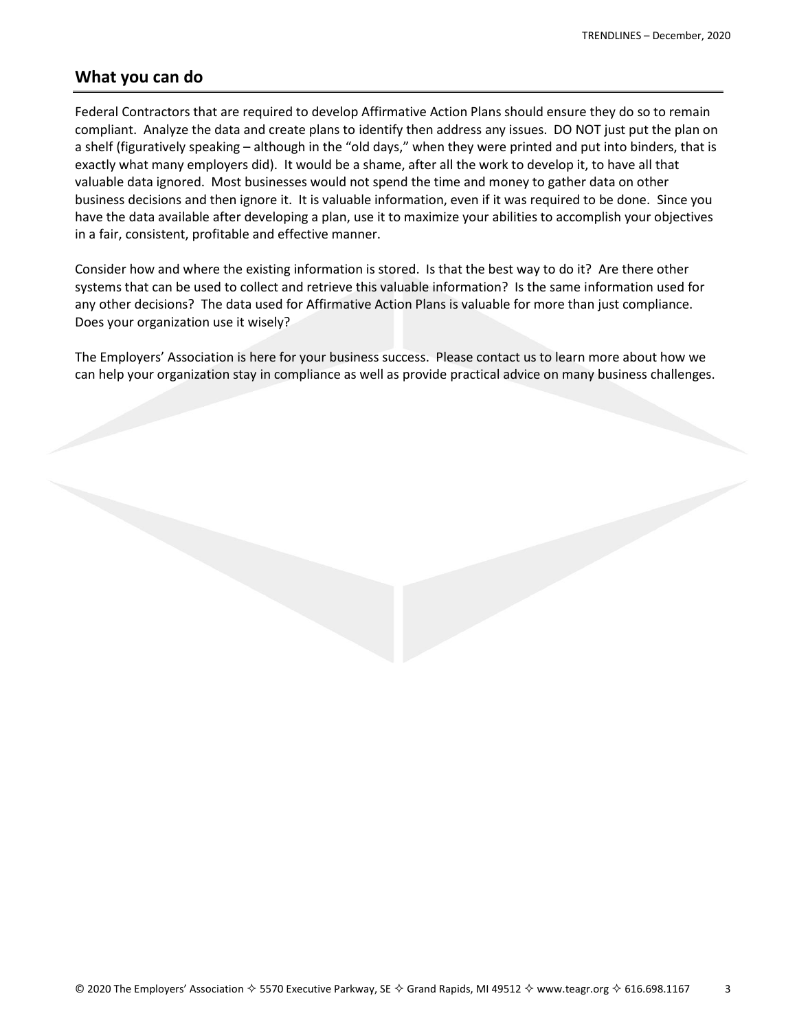## What you can do

Federal Contractors that are required to develop Affirmative Action Plans should ensure they do so to remain compliant. Analyze the data and create plans to identify then address any issues. DO NOT just put the plan on a shelf (figuratively speaking – although in the "old days," when they were printed and put into binders, that is exactly what many employers did). It would be a shame, after all the work to develop it, to have all that valuable data ignored. Most businesses would not spend the time and money to gather data on other business decisions and then ignore it. It is valuable information, even if it was required to be done. Since you have the data available after developing a plan, use it to maximize your abilities to accomplish your objectives in a fair, consistent, profitable and effective manner.

Consider how and where the existing information is stored. Is that the best way to do it? Are there other systems that can be used to collect and retrieve this valuable information? Is the same information used for any other decisions? The data used for Affirmative Action Plans is valuable for more than just compliance. Does your organization use it wisely?

The Employers' Association is here for your business success. Please contact us to learn more about how we can help your organization stay in compliance as well as provide practical advice on many business challenges.